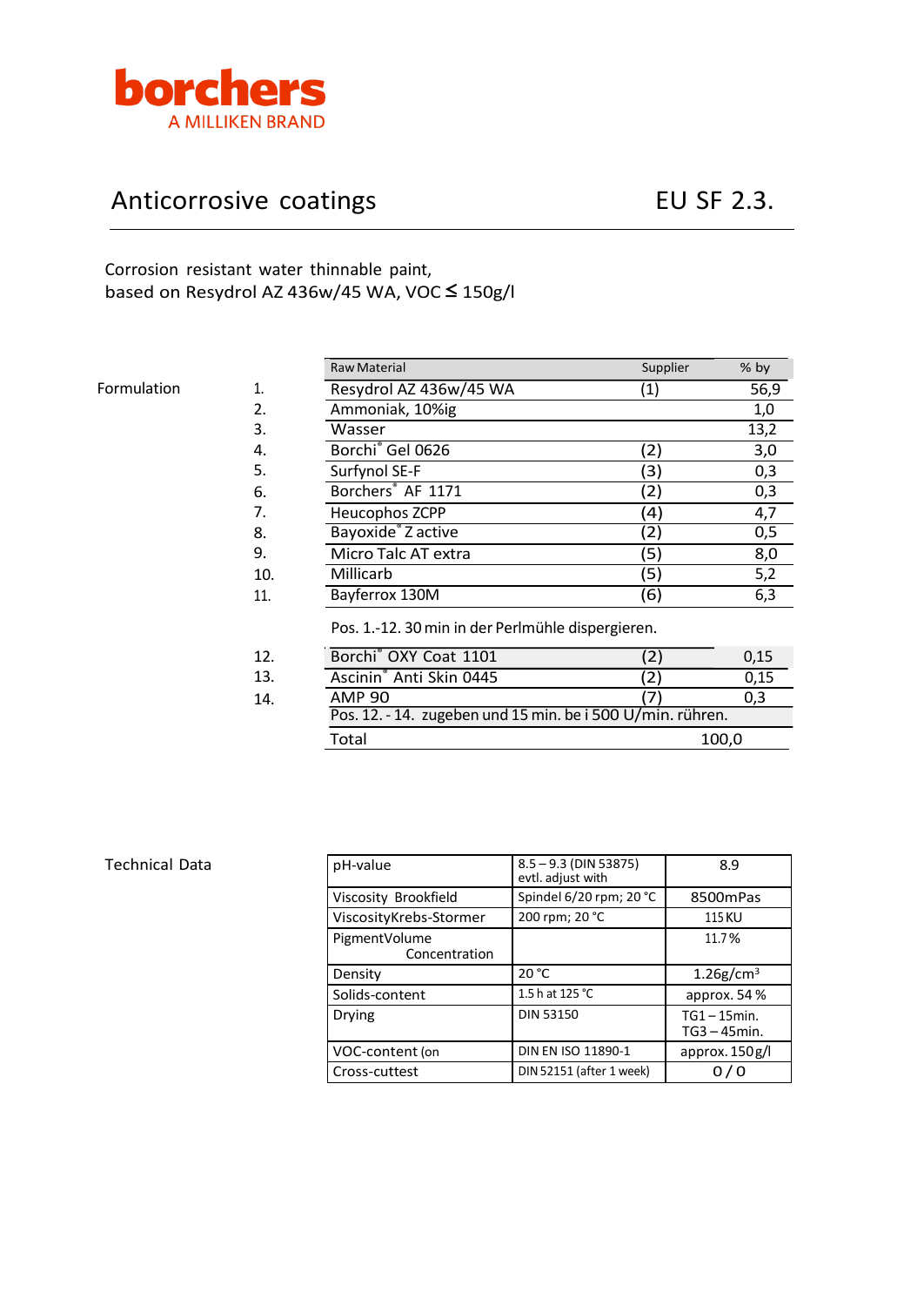borchers
A MILLIKEN BRAND

# Anticorrosive coatings — EU SF 2.3.

Corrosion resistant water thinnable paint,
based on Resydrol AZ 436w/45 WA, VOC ≤ 150g/l

## Formulation

| | Raw Material | Supplier | % by |
|---|---|---|---|
| 1. | Resydrol AZ 436w/45 WA | (1) | 56,9 |
| 2. | Ammoniak, 10%ig | | 1,0 |
| 3. | Wasser | | 13,2 |
| 4. | Borchi® Gel 0626 | (2) | 3,0 |
| 5. | Surfynol SE-F | (3) | 0,3 |
| 6. | Borchers® AF 1171 | (2) | 0,3 |
| 7. | Heucophos ZCPP | (4) | 4,7 |
| 8. | Bayoxide® Z active | (2) | 0,5 |
| 9. | Micro Talc AT extra | (5) | 8,0 |
| 10. | Millicarb | (5) | 5,2 |
| 11. | Bayferrox 130M | (6) | 6,3 |
| | Pos. 1.-12. 30 min in der Perlmühle dispergieren. | | |
| 12. | Borchi® OXY Coat 1101 | (2) | 0,15 |
| 13. | Ascinin® Anti Skin 0445 | (2) | 0,15 |
| 14. | AMP 90 | (7) | 0,3 |
| | Pos. 12. - 14. zugeben und 15 min. bei 500 U/min. rühren. | | |
| | Total | | 100,0 |

## Technical Data

| | | |
|---|---|---|
| pH-value | 8.5 – 9.3 (DIN 53875) evtl. adjust with | 8.9 |
| Viscosity Brookfield | Spindel 6/20 rpm; 20 °C | 8500mPas |
| ViscosityKrebs-Stormer | 200 rpm; 20 °C | 115 KU |
| PigmentVolume Concentration | | 11.7 % |
| Density | 20 °C | 1.26g/cm³ |
| Solids-content | 1.5 h at 125 °C | approx. 54 % |
| Drying | DIN 53150 | TG1 – 15min. TG3 – 45min. |
| VOC-content (on | DIN EN ISO 11890-1 | approx. 150g/l |
| Cross-cuttest | DIN 52151 (after 1 week) | 0 / 0 |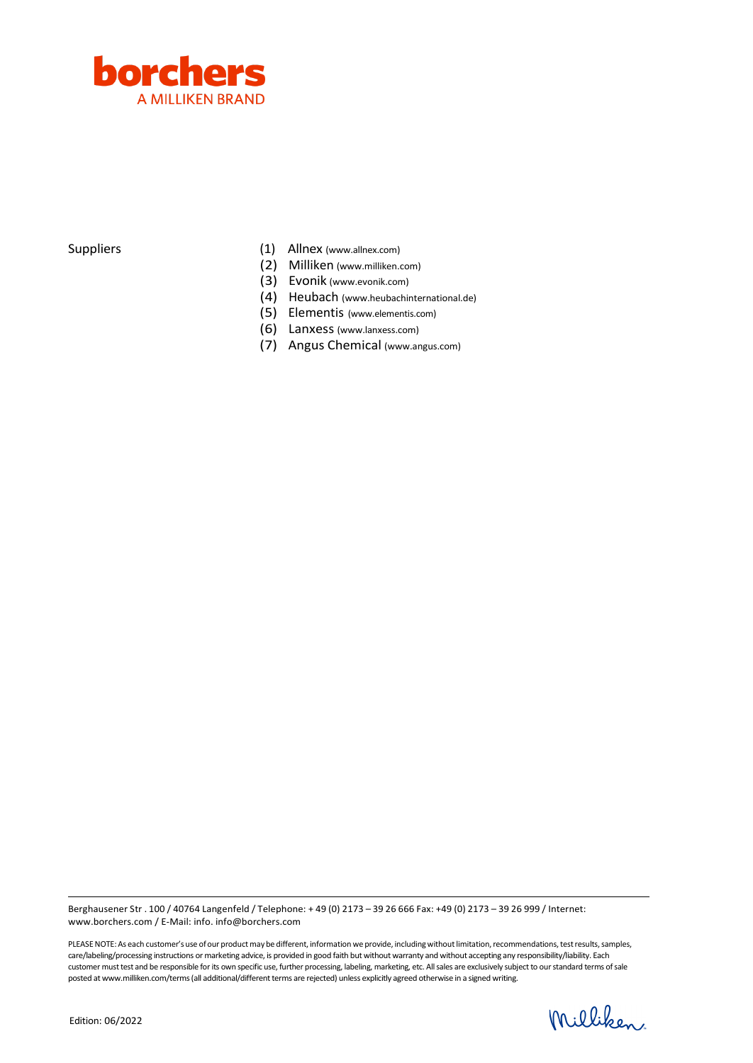borchers
A MILLIKEN BRAND

Suppliers

(1) Allnex (www.allnex.com)
(2) Milliken (www.milliken.com)
(3) Evonik (www.evonik.com)
(4) Heubach (www.heubachinternational.de)
(5) Elementis (www.elementis.com)
(6) Lanxess (www.lanxess.com)
(7) Angus Chemical (www.angus.com)

Berghausener Str . 100 / 40764 Langenfeld / Telephone: + 49 (0) 2173 – 39 26 666 Fax: +49 (0) 2173 – 39 26 999 / Internet: www.borchers.com / E-Mail: info. info@borchers.com

PLEASE NOTE: As each customer's use of our product may be different, information we provide, including without limitation, recommendations, test results, samples, care/labeling/processing instructions or marketing advice, is provided in good faith but without warranty and without accepting any responsibility/liability. Each customer must test and be responsible for its own specific use, further processing, labeling, marketing, etc. All sales are exclusively subject to our standard terms of sale posted at www.milliken.com/terms (all additional/different terms are rejected) unless explicitly agreed otherwise in a signed writing.

Edition: 06/2022

Milliken